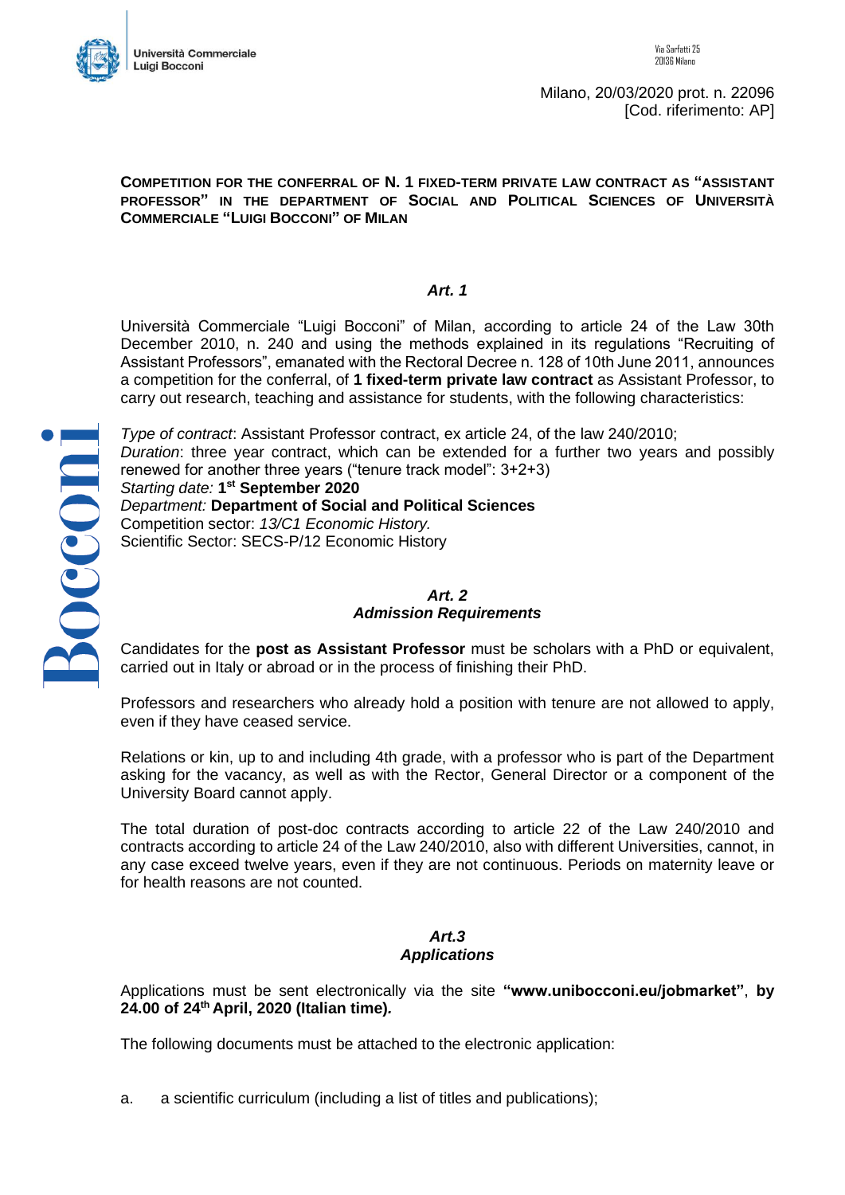Università Commerciale Luigi Bocconi

Via Sarfatti 25
20136 Milano

Milano, 20/03/2020 prot. n. 22096
[Cod. riferimento: AP]

**COMPETITION FOR THE CONFERRAL OF N. 1 FIXED-TERM PRIVATE LAW CONTRACT AS "ASSISTANT PROFESSOR" IN THE DEPARTMENT OF SOCIAL AND POLITICAL SCIENCES OF UNIVERSITÀ COMMERCIALE "LUIGI BOCCONI" OF MILAN**

### *Art. 1*

Università Commerciale "Luigi Bocconi" of Milan, according to article 24 of the Law 30th December 2010, n. 240 and using the methods explained in its regulations "Recruiting of Assistant Professors", emanated with the Rectoral Decree n. 128 of 10th June 2011, announces a competition for the conferral, of **1 fixed-term private law contract** as Assistant Professor, to carry out research, teaching and assistance for students, with the following characteristics:

*Type of contract*: Assistant Professor contract, ex article 24, of the law 240/2010;
*Duration*: three year contract, which can be extended for a further two years and possibly renewed for another three years ("tenure track model": 3+2+3)
*Starting date:* **1st September 2020**
*Department:* **Department of Social and Political Sciences**
Competition sector: *13/C1 Economic History.*
Scientific Sector: SECS-P/12 Economic History

### *Art. 2*
### *Admission Requirements*

Candidates for the **post as Assistant Professor** must be scholars with a PhD or equivalent, carried out in Italy or abroad or in the process of finishing their PhD.

Professors and researchers who already hold a position with tenure are not allowed to apply, even if they have ceased service.

Relations or kin, up to and including 4th grade, with a professor who is part of the Department asking for the vacancy, as well as with the Rector, General Director or a component of the University Board cannot apply.

The total duration of post-doc contracts according to article 22 of the Law 240/2010 and contracts according to article 24 of the Law 240/2010, also with different Universities, cannot, in any case exceed twelve years, even if they are not continuous. Periods on maternity leave or for health reasons are not counted.

### *Art.3*
### *Applications*

Applications must be sent electronically via the site **"www.unibocconi.eu/jobmarket"**, **by 24.00 of 24th April, 2020 (Italian time).**

The following documents must be attached to the electronic application:

a. a scientific curriculum (including a list of titles and publications);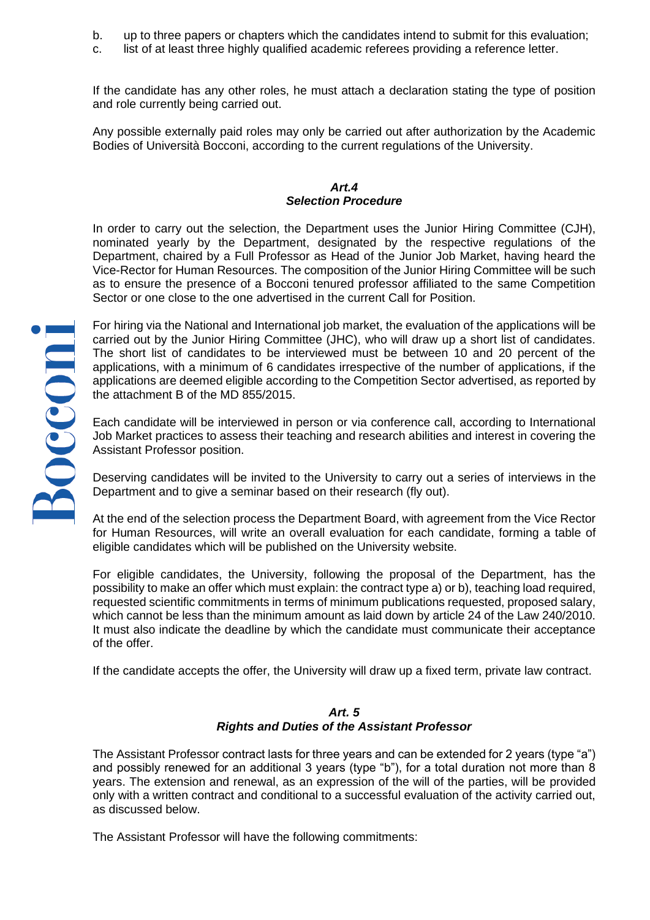b. up to three papers or chapters which the candidates intend to submit for this evaluation;
c. list of at least three highly qualified academic referees providing a reference letter.

If the candidate has any other roles, he must attach a declaration stating the type of position and role currently being carried out.

Any possible externally paid roles may only be carried out after authorization by the Academic Bodies of Università Bocconi, according to the current regulations of the University.

### *Art.4*
### *Selection Procedure*

In order to carry out the selection, the Department uses the Junior Hiring Committee (CJH), nominated yearly by the Department, designated by the respective regulations of the Department, chaired by a Full Professor as Head of the Junior Job Market, having heard the Vice-Rector for Human Resources. The composition of the Junior Hiring Committee will be such as to ensure the presence of a Bocconi tenured professor affiliated to the same Competition Sector or one close to the one advertised in the current Call for Position.

For hiring via the National and International job market, the evaluation of the applications will be carried out by the Junior Hiring Committee (JHC), who will draw up a short list of candidates. The short list of candidates to be interviewed must be between 10 and 20 percent of the applications, with a minimum of 6 candidates irrespective of the number of applications, if the applications are deemed eligible according to the Competition Sector advertised, as reported by the attachment B of the MD 855/2015.

Each candidate will be interviewed in person or via conference call, according to International Job Market practices to assess their teaching and research abilities and interest in covering the Assistant Professor position.

Deserving candidates will be invited to the University to carry out a series of interviews in the Department and to give a seminar based on their research (fly out).

At the end of the selection process the Department Board, with agreement from the Vice Rector for Human Resources, will write an overall evaluation for each candidate, forming a table of eligible candidates which will be published on the University website.

For eligible candidates, the University, following the proposal of the Department, has the possibility to make an offer which must explain: the contract type a) or b), teaching load required, requested scientific commitments in terms of minimum publications requested, proposed salary, which cannot be less than the minimum amount as laid down by article 24 of the Law 240/2010. It must also indicate the deadline by which the candidate must communicate their acceptance of the offer.

If the candidate accepts the offer, the University will draw up a fixed term, private law contract.

### *Art. 5*
### *Rights and Duties of the Assistant Professor*

The Assistant Professor contract lasts for three years and can be extended for 2 years (type "a") and possibly renewed for an additional 3 years (type "b"), for a total duration not more than 8 years. The extension and renewal, as an expression of the will of the parties, will be provided only with a written contract and conditional to a successful evaluation of the activity carried out, as discussed below.

The Assistant Professor will have the following commitments: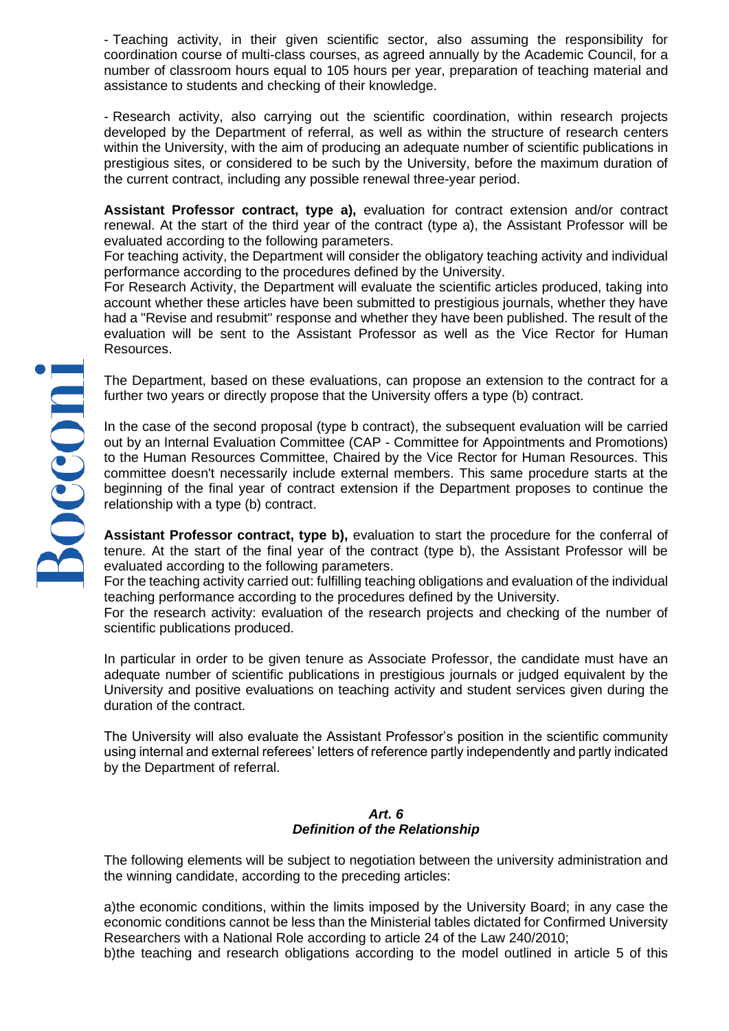- Teaching activity, in their given scientific sector, also assuming the responsibility for coordination course of multi-class courses, as agreed annually by the Academic Council, for a number of classroom hours equal to 105 hours per year, preparation of teaching material and assistance to students and checking of their knowledge.

- Research activity, also carrying out the scientific coordination, within research projects developed by the Department of referral, as well as within the structure of research centers within the University, with the aim of producing an adequate number of scientific publications in prestigious sites, or considered to be such by the University, before the maximum duration of the current contract, including any possible renewal three-year period.

**Assistant Professor contract, type a),** evaluation for contract extension and/or contract renewal. At the start of the third year of the contract (type a), the Assistant Professor will be evaluated according to the following parameters.
For teaching activity, the Department will consider the obligatory teaching activity and individual performance according to the procedures defined by the University.
For Research Activity, the Department will evaluate the scientific articles produced, taking into account whether these articles have been submitted to prestigious journals, whether they have had a "Revise and resubmit" response and whether they have been published. The result of the evaluation will be sent to the Assistant Professor as well as the Vice Rector for Human Resources.

The Department, based on these evaluations, can propose an extension to the contract for a further two years or directly propose that the University offers a type (b) contract.

In the case of the second proposal (type b contract), the subsequent evaluation will be carried out by an Internal Evaluation Committee (CAP - Committee for Appointments and Promotions) to the Human Resources Committee, Chaired by the Vice Rector for Human Resources. This committee doesn't necessarily include external members. This same procedure starts at the beginning of the final year of contract extension if the Department proposes to continue the relationship with a type (b) contract.

**Assistant Professor contract, type b),** evaluation to start the procedure for the conferral of tenure. At the start of the final year of the contract (type b), the Assistant Professor will be evaluated according to the following parameters.
For the teaching activity carried out: fulfilling teaching obligations and evaluation of the individual teaching performance according to the procedures defined by the University.
For the research activity: evaluation of the research projects and checking of the number of scientific publications produced.

In particular in order to be given tenure as Associate Professor, the candidate must have an adequate number of scientific publications in prestigious journals or judged equivalent by the University and positive evaluations on teaching activity and student services given during the duration of the contract.

The University will also evaluate the Assistant Professor's position in the scientific community using internal and external referees' letters of reference partly independently and partly indicated by the Department of referral.

### *Art. 6*
### *Definition of the Relationship*

The following elements will be subject to negotiation between the university administration and the winning candidate, according to the preceding articles:

a)the economic conditions, within the limits imposed by the University Board; in any case the economic conditions cannot be less than the Ministerial tables dictated for Confirmed University Researchers with a National Role according to article 24 of the Law 240/2010;
b)the teaching and research obligations according to the model outlined in article 5 of this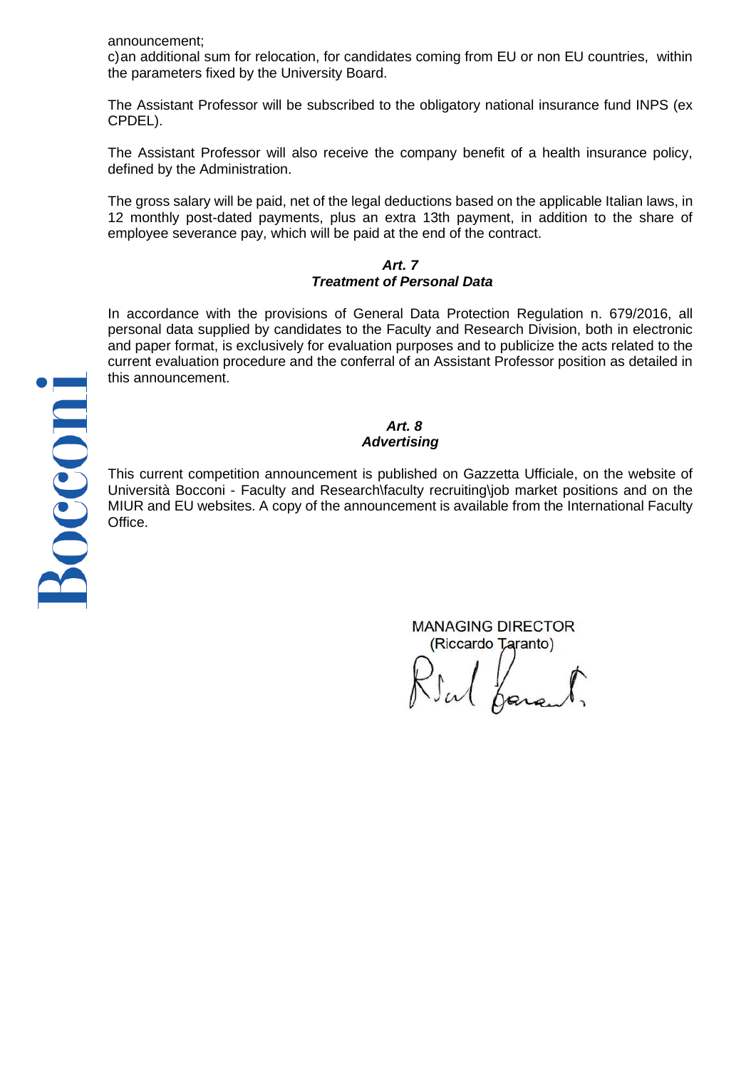announcement;

c) an additional sum for relocation, for candidates coming from EU or non EU countries, within the parameters fixed by the University Board.

The Assistant Professor will be subscribed to the obligatory national insurance fund INPS (ex CPDEL).

The Assistant Professor will also receive the company benefit of a health insurance policy, defined by the Administration.

The gross salary will be paid, net of the legal deductions based on the applicable Italian laws, in 12 monthly post-dated payments, plus an extra 13th payment, in addition to the share of employee severance pay, which will be paid at the end of the contract.

### *Art. 7*
### *Treatment of Personal Data*

In accordance with the provisions of General Data Protection Regulation n. 679/2016, all personal data supplied by candidates to the Faculty and Research Division, both in electronic and paper format, is exclusively for evaluation purposes and to publicize the acts related to the current evaluation procedure and the conferral of an Assistant Professor position as detailed in this announcement.

### *Art. 8*
### *Advertising*

This current competition announcement is published on Gazzetta Ufficiale, on the website of Università Bocconi - Faculty and Research\faculty recruiting\job market positions and on the MIUR and EU websites. A copy of the announcement is available from the International Faculty Office.

MANAGING DIRECTOR
(Riccardo Taranto)